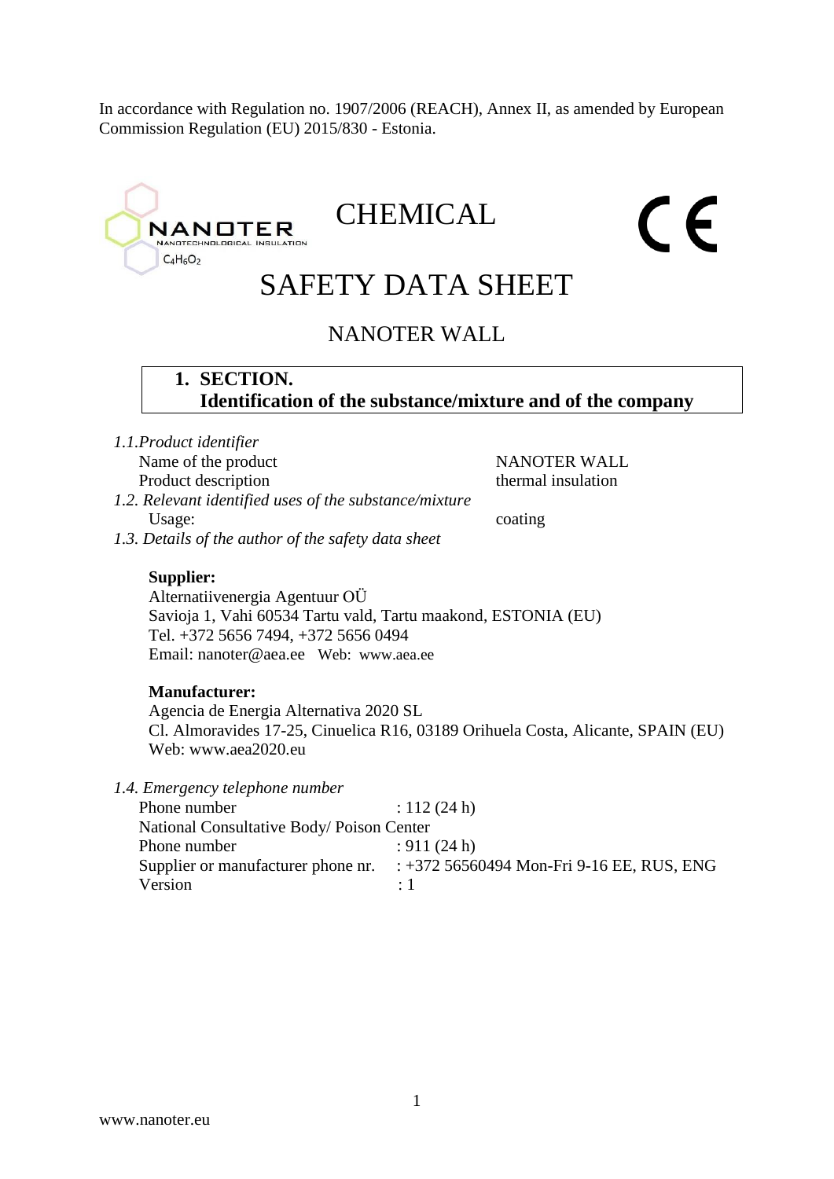In accordance with Regulation no. 1907/2006 (REACH), Annex II, as amended by European Commission Regulation (EU) 2015/830 - Estonia.

NANOTER
NANOTECHNOLOGICAL INSULATION
$C_4H_6O_2$

# CHEMICAL SAFETY DATA SHEET

CE

## NANOTER WALL

## 1. SECTION. Identification of the substance/mixture and of the company

*1.1.Product identifier*

| | |
|---|---|
| Name of the product | NANOTER WALL |
| Product description | thermal insulation |

*1.2. Relevant identified uses of the substance/mixture*

| | |
|---|---|
| Usage: | coating |

*1.3. Details of the author of the safety data sheet*

**Supplier:**
Alternatiivenergia Agentuur OÜ
Savioja 1, Vahi 60534 Tartu vald, Tartu maakond, ESTONIA (EU)
Tel. +372 5656 7494, +372 5656 0494
Email: nanoter@aea.ee Web: www.aea.ee

**Manufacturer:**
Agencia de Energia Alternativa 2020 SL
Cl. Almoravides 17-25, Cinuelica R16, 03189 Orihuela Costa, Alicante, SPAIN (EU)
Web: www.aea2020.eu

*1.4. Emergency telephone number*

Phone number : 112 (24 h)
National Consultative Body/ Poison Center
Phone number : 911 (24 h)
Supplier or manufacturer phone nr. : +372 56560494 Mon-Fri 9-16 EE, RUS, ENG
Version : 1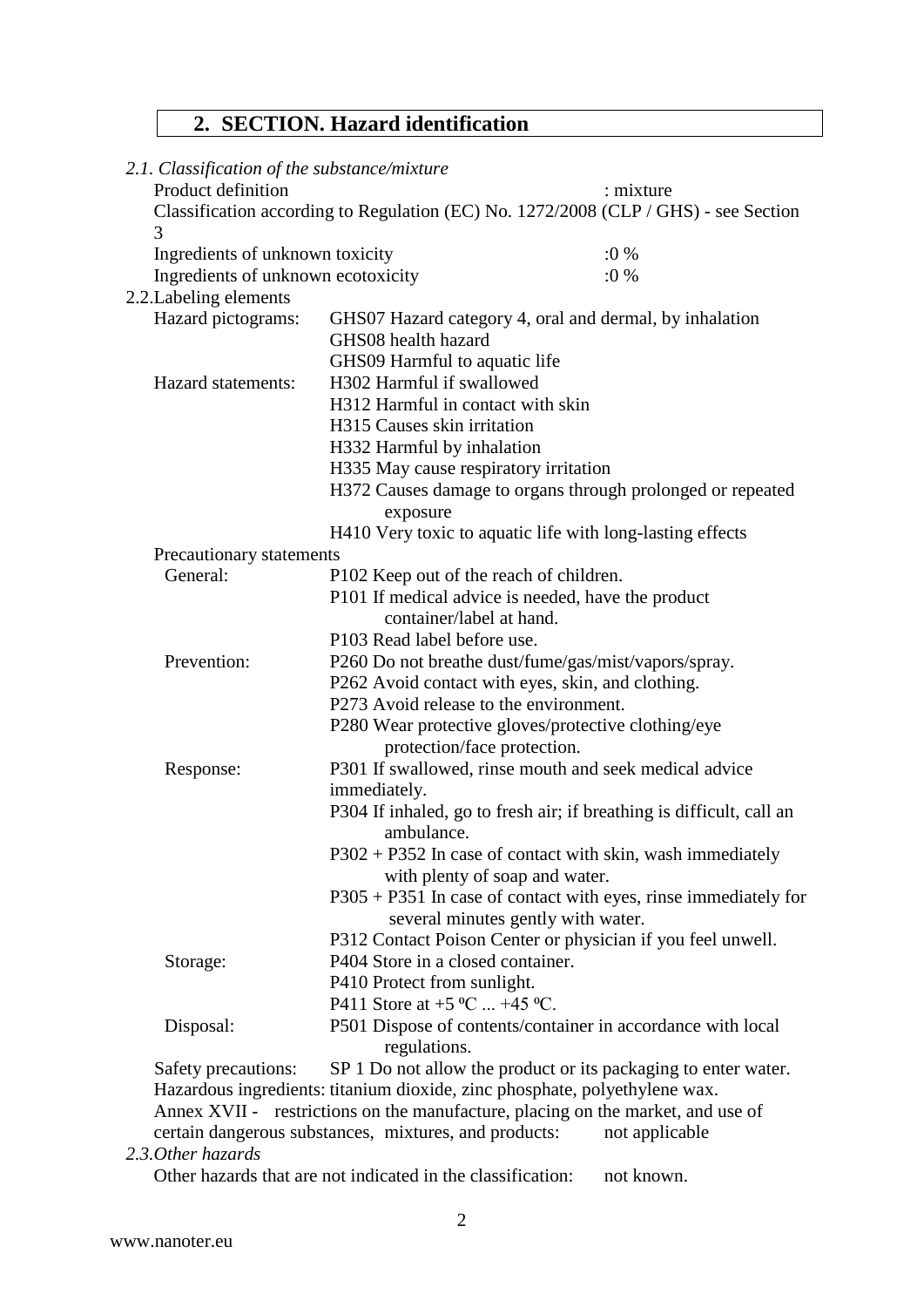## 2. SECTION. Hazard identification

*2.1. Classification of the substance/mixture*

Product definition : mixture

Classification according to Regulation (EC) No. 1272/2008 (CLP / GHS) - see Section 3

Ingredients of unknown toxicity :0 %

Ingredients of unknown ecotoxicity :0 %

2.2.Labeling elements

Hazard pictograms:
- GHS07 Hazard category 4, oral and dermal, by inhalation
- GHS08 health hazard
- GHS09 Harmful to aquatic life

Hazard statements:
- H302 Harmful if swallowed
- H312 Harmful in contact with skin
- H315 Causes skin irritation
- H332 Harmful by inhalation
- H335 May cause respiratory irritation
- H372 Causes damage to organs through prolonged or repeated exposure
- H410 Very toxic to aquatic life with long-lasting effects

Precautionary statements

General:
- P102 Keep out of the reach of children.
- P101 If medical advice is needed, have the product container/label at hand.
- P103 Read label before use.

Prevention:
- P260 Do not breathe dust/fume/gas/mist/vapors/spray.
- P262 Avoid contact with eyes, skin, and clothing.
- P273 Avoid release to the environment.
- P280 Wear protective gloves/protective clothing/eye protection/face protection.

Response:
- P301 If swallowed, rinse mouth and seek medical advice immediately.
- P304 If inhaled, go to fresh air; if breathing is difficult, call an ambulance.
- P302 + P352 In case of contact with skin, wash immediately with plenty of soap and water.
- P305 + P351 In case of contact with eyes, rinse immediately for several minutes gently with water.
- P312 Contact Poison Center or physician if you feel unwell.

Storage:
- P404 Store in a closed container.
- P410 Protect from sunlight.
- P411 Store at +5 ºC ... +45 ºC.

Disposal:
- P501 Dispose of contents/container in accordance with local regulations.

Safety precautions: SP 1 Do not allow the product or its packaging to enter water.

Hazardous ingredients: titanium dioxide, zinc phosphate, polyethylene wax.

Annex XVII - restrictions on the manufacture, placing on the market, and use of certain dangerous substances, mixtures, and products: not applicable

*2.3.Other hazards*

Other hazards that are not indicated in the classification: not known.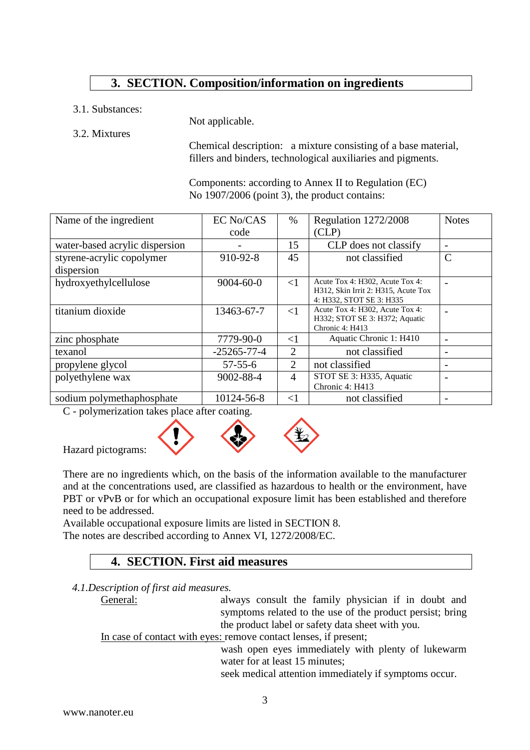## 3. SECTION. Composition/information on ingredients

3.1. Substances:

Not applicable.

3.2. Mixtures

Chemical description: a mixture consisting of a base material, fillers and binders, technological auxiliaries and pigments.

Components: according to Annex II to Regulation (EC) No 1907/2006 (point 3), the product contains:

| Name of the ingredient | EC No/CAS code | % | Regulation 1272/2008 (CLP) | Notes |
|---|---|---|---|---|
| water-based acrylic dispersion | - | 15 | CLP does not classify | - |
| styrene-acrylic copolymer dispersion | 910-92-8 | 45 | not classified | C |
| hydroxyethylcellulose | 9004-60-0 | <1 | Acute Tox 4: H302, Acute Tox 4: H312, Skin Irrit 2: H315, Acute Tox 4: H332, STOT SE 3: H335 | - |
| titanium dioxide | 13463-67-7 | <1 | Acute Tox 4: H302, Acute Tox 4: H332; STOT SE 3: H372; Aquatic Chronic 4: H413 | - |
| zinc phosphate | 7779-90-0 | <1 | Aquatic Chronic 1: H410 | - |
| texanol | -25265-77-4 | 2 | not classified | - |
| propylene glycol | 57-55-6 | 2 | not classified | - |
| polyethylene wax | 9002-88-4 | 4 | STOT SE 3: H335, Aquatic Chronic 4: H413 | - |
| sodium polymethaphosphate | 10124-56-8 | <1 | not classified | - |

C - polymerization takes place after coating.

Hazard pictograms:

There are no ingredients which, on the basis of the information available to the manufacturer and at the concentrations used, are classified as hazardous to health or the environment, have PBT or vPvB or for which an occupational exposure limit has been established and therefore need to be addressed.
Available occupational exposure limits are listed in SECTION 8.
The notes are described according to Annex VI, 1272/2008/EC.

## 4. SECTION. First aid measures

*4.1.Description of first aid measures.*

General: always consult the family physician if in doubt and symptoms related to the use of the product persist; bring the product label or safety data sheet with you.

In case of contact with eyes: remove contact lenses, if present;
wash open eyes immediately with plenty of lukewarm water for at least 15 minutes;
seek medical attention immediately if symptoms occur.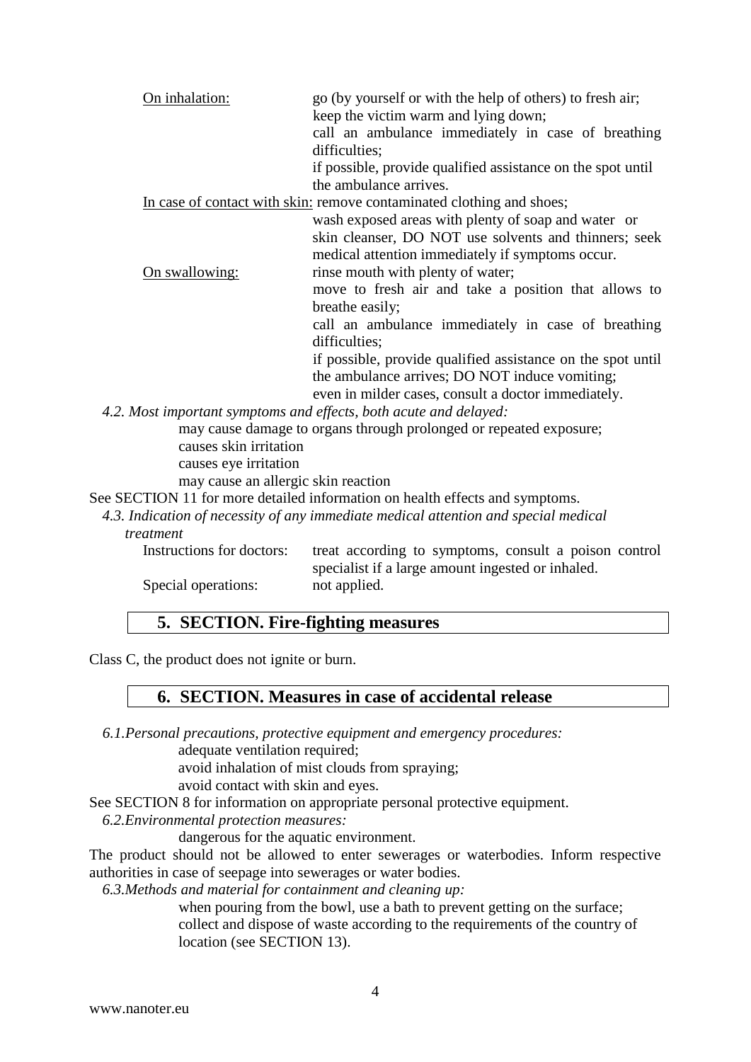<u>On inhalation:</u> go (by yourself or with the help of others) to fresh air; keep the victim warm and lying down; call an ambulance immediately in case of breathing difficulties; if possible, provide qualified assistance on the spot until the ambulance arrives.

<u>In case of contact with skin:</u> remove contaminated clothing and shoes; wash exposed areas with plenty of soap and water or skin cleanser, DO NOT use solvents and thinners; seek medical attention immediately if symptoms occur.

<u>On swallowing:</u> rinse mouth with plenty of water; move to fresh air and take a position that allows to breathe easily; call an ambulance immediately in case of breathing difficulties; if possible, provide qualified assistance on the spot until the ambulance arrives; DO NOT induce vomiting; even in milder cases, consult a doctor immediately.

*4.2. Most important symptoms and effects, both acute and delayed:*

may cause damage to organs through prolonged or repeated exposure;
causes skin irritation
causes eye irritation
may cause an allergic skin reaction

See SECTION 11 for more detailed information on health effects and symptoms.

*4.3. Indication of necessity of any immediate medical attention and special medical treatment*

Instructions for doctors: treat according to symptoms, consult a poison control specialist if a large amount ingested or inhaled.

Special operations: not applied.

## 5. SECTION. Fire-fighting measures

Class C, the product does not ignite or burn.

## 6. SECTION. Measures in case of accidental release

*6.1.Personal precautions, protective equipment and emergency procedures:*

adequate ventilation required;
avoid inhalation of mist clouds from spraying;
avoid contact with skin and eyes.

See SECTION 8 for information on appropriate personal protective equipment.

*6.2.Environmental protection measures:*

dangerous for the aquatic environment.

The product should not be allowed to enter sewerages or waterbodies. Inform respective authorities in case of seepage into sewerages or water bodies.

*6.3.Methods and material for containment and cleaning up:*

when pouring from the bowl, use a bath to prevent getting on the surface;
collect and dispose of waste according to the requirements of the country of location (see SECTION 13).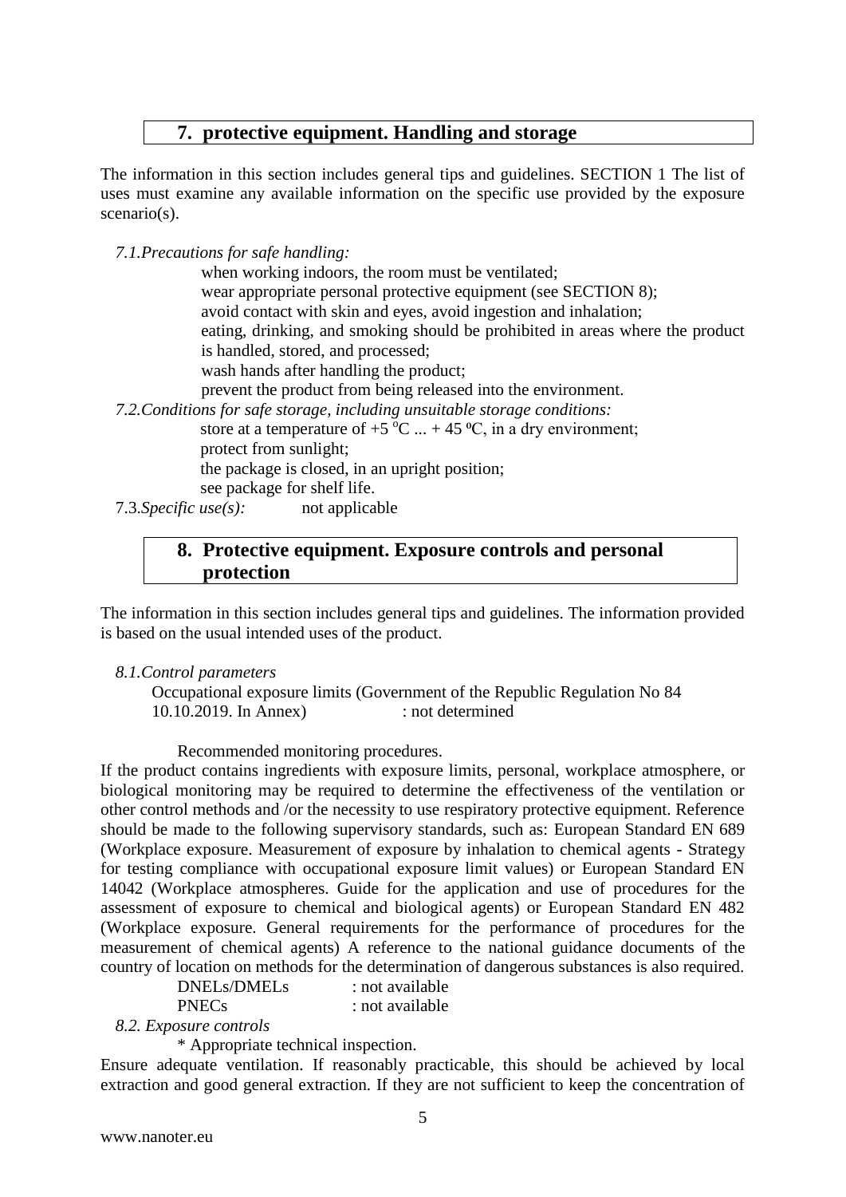## 7. protective equipment. Handling and storage

The information in this section includes general tips and guidelines. SECTION 1 The list of uses must examine any available information on the specific use provided by the exposure scenario(s).

*7.1.Precautions for safe handling:*

when working indoors, the room must be ventilated;
wear appropriate personal protective equipment (see SECTION 8);
avoid contact with skin and eyes, avoid ingestion and inhalation;
eating, drinking, and smoking should be prohibited in areas where the product is handled, stored, and processed;
wash hands after handling the product;
prevent the product from being released into the environment.

*7.2.Conditions for safe storage, including unsuitable storage conditions:*

store at a temperature of +5 $^{0}$C ... + 45 ºC, in a dry environment;
protect from sunlight;
the package is closed, in an upright position;
see package for shelf life.

7.3.*Specific use(s):* not applicable

## 8. Protective equipment. Exposure controls and personal protection

The information in this section includes general tips and guidelines. The information provided is based on the usual intended uses of the product.

*8.1.Control parameters*

Occupational exposure limits (Government of the Republic Regulation No 84 10.10.2019. In Annex) : not determined

Recommended monitoring procedures.

If the product contains ingredients with exposure limits, personal, workplace atmosphere, or biological monitoring may be required to determine the effectiveness of the ventilation or other control methods and /or the necessity to use respiratory protective equipment. Reference should be made to the following supervisory standards, such as: European Standard EN 689 (Workplace exposure. Measurement of exposure by inhalation to chemical agents - Strategy for testing compliance with occupational exposure limit values) or European Standard EN 14042 (Workplace atmospheres. Guide for the application and use of procedures for the assessment of exposure to chemical and biological agents) or European Standard EN 482 (Workplace exposure. General requirements for the performance of procedures for the measurement of chemical agents) A reference to the national guidance documents of the country of location on methods for the determination of dangerous substances is also required.

DNELs/DMELs : not available
PNECs : not available

*8.2. Exposure controls*

* Appropriate technical inspection.

Ensure adequate ventilation. If reasonably practicable, this should be achieved by local extraction and good general extraction. If they are not sufficient to keep the concentration of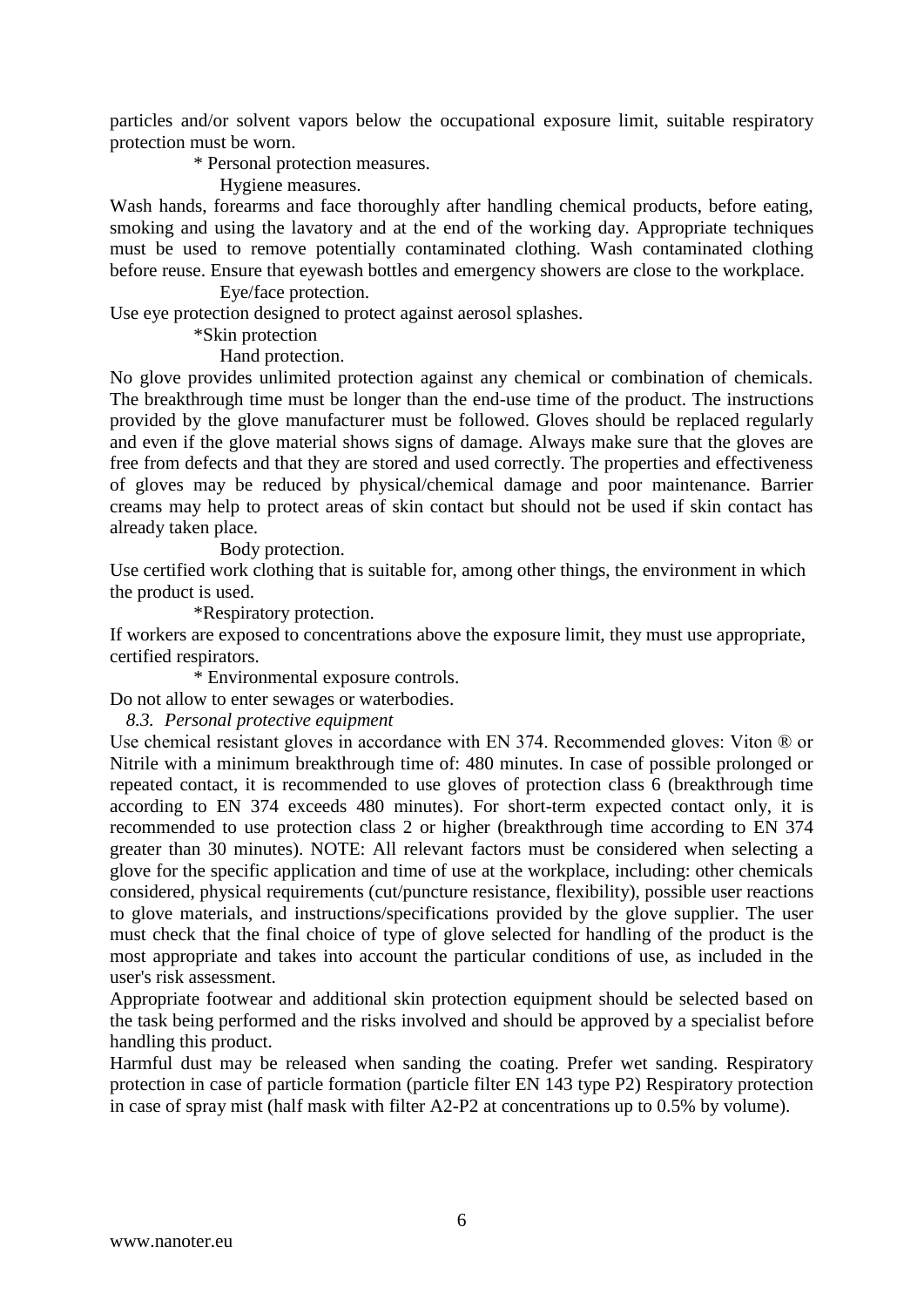particles and/or solvent vapors below the occupational exposure limit, suitable respiratory protection must be worn.

\* Personal protection measures.

Hygiene measures.

Wash hands, forearms and face thoroughly after handling chemical products, before eating, smoking and using the lavatory and at the end of the working day. Appropriate techniques must be used to remove potentially contaminated clothing. Wash contaminated clothing before reuse. Ensure that eyewash bottles and emergency showers are close to the workplace.

Eye/face protection.

Use eye protection designed to protect against aerosol splashes.

\*Skin protection

Hand protection.

No glove provides unlimited protection against any chemical or combination of chemicals. The breakthrough time must be longer than the end-use time of the product. The instructions provided by the glove manufacturer must be followed. Gloves should be replaced regularly and even if the glove material shows signs of damage. Always make sure that the gloves are free from defects and that they are stored and used correctly. The properties and effectiveness of gloves may be reduced by physical/chemical damage and poor maintenance. Barrier creams may help to protect areas of skin contact but should not be used if skin contact has already taken place.

Body protection.

Use certified work clothing that is suitable for, among other things, the environment in which the product is used.

\*Respiratory protection.

If workers are exposed to concentrations above the exposure limit, they must use appropriate, certified respirators.

\* Environmental exposure controls.

Do not allow to enter sewages or waterbodies.

*8.3. Personal protective equipment*

Use chemical resistant gloves in accordance with EN 374. Recommended gloves: Viton ® or Nitrile with a minimum breakthrough time of: 480 minutes. In case of possible prolonged or repeated contact, it is recommended to use gloves of protection class 6 (breakthrough time according to EN 374 exceeds 480 minutes). For short-term expected contact only, it is recommended to use protection class 2 or higher (breakthrough time according to EN 374 greater than 30 minutes). NOTE: All relevant factors must be considered when selecting a glove for the specific application and time of use at the workplace, including: other chemicals considered, physical requirements (cut/puncture resistance, flexibility), possible user reactions to glove materials, and instructions/specifications provided by the glove supplier. The user must check that the final choice of type of glove selected for handling of the product is the most appropriate and takes into account the particular conditions of use, as included in the user's risk assessment.

Appropriate footwear and additional skin protection equipment should be selected based on the task being performed and the risks involved and should be approved by a specialist before handling this product.

Harmful dust may be released when sanding the coating. Prefer wet sanding. Respiratory protection in case of particle formation (particle filter EN 143 type P2) Respiratory protection in case of spray mist (half mask with filter A2-P2 at concentrations up to 0.5% by volume).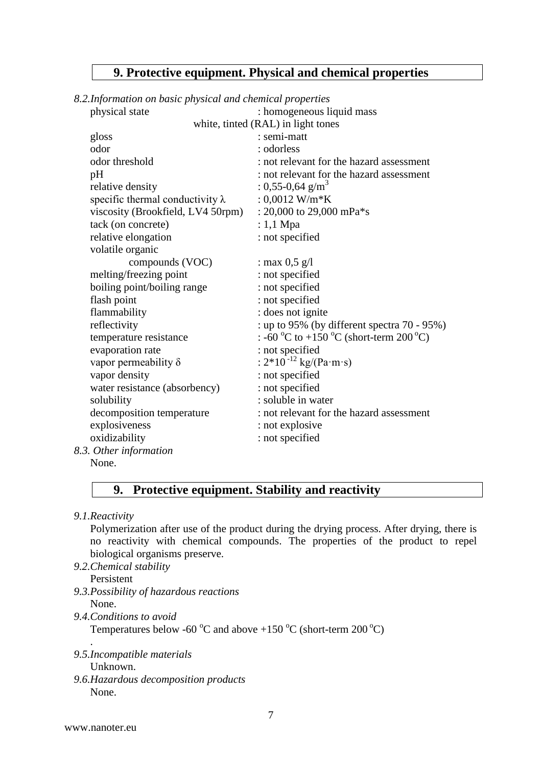## 9. Protective equipment. Physical and chemical properties

*8.2.Information on basic physical and chemical properties*

| | |
|---|---|
| physical state | : homogeneous liquid mass white, tinted (RAL) in light tones |
| gloss | : semi-matt |
| odor | : odorless |
| odor threshold | : not relevant for the hazard assessment |
| pH | : not relevant for the hazard assessment |
| relative density | : 0,55-0,64 g/m$^3$ |
| specific thermal conductivity λ | : 0,0012 W/m*K |
| viscosity (Brookfield, LV4 50rpm) | : 20,000 to 29,000 mPa*s |
| tack (on concrete) | : 1,1 Mpa |
| relative elongation | : not specified |
| volatile organic compounds (VOC) | : max 0,5 g/l |
| melting/freezing point | : not specified |
| boiling point/boiling range | : not specified |
| flash point | : not specified |
| flammability | : does not ignite |
| reflectivity | : up to 95% (by different spectra 70 - 95%) |
| temperature resistance | : -60 °C to +150 °C (short-term 200 °C) |
| evaporation rate | : not specified |
| vapor permeability δ | : 2*10$^{-12}$ kg/(Pa·m·s) |
| vapor density | : not specified |
| water resistance (absorbency) | : not specified |
| solubility | : soluble in water |
| decomposition temperature | : not relevant for the hazard assessment |
| explosiveness | : not explosive |
| oxidizability | : not specified |

*8.3. Other information*

None.

## 9. Protective equipment. Stability and reactivity

*9.1.Reactivity*

Polymerization after use of the product during the drying process. After drying, there is no reactivity with chemical compounds. The properties of the product to repel biological organisms preserve.

*9.2.Chemical stability*

Persistent

*9.3.Possibility of hazardous reactions*

None.

*9.4.Conditions to avoid*

Temperatures below -60 °C and above +150 °C (short-term 200 °C)

.

*9.5.Incompatible materials*

Unknown.

*9.6.Hazardous decomposition products*

None.

www.nanoter.eu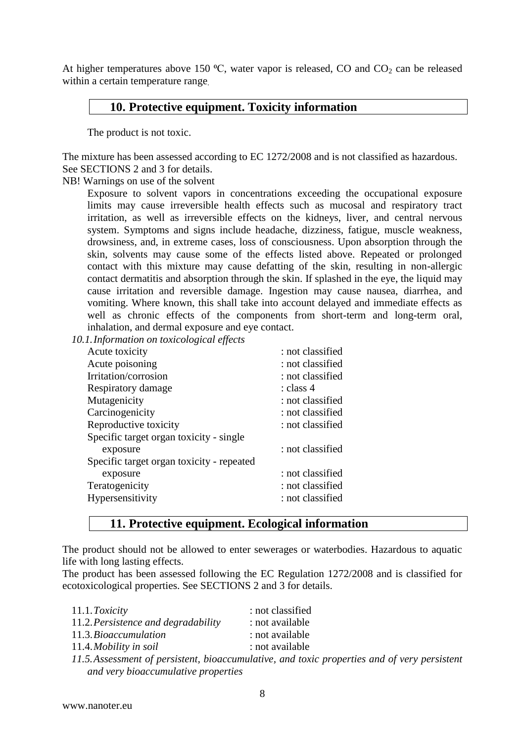At higher temperatures above 150 ºC, water vapor is released, CO and $CO_2$ can be released within a certain temperature range.

## 10. Protective equipment. Toxicity information

The product is not toxic.

The mixture has been assessed according to EC 1272/2008 and is not classified as hazardous. See SECTIONS 2 and 3 for details.

NB! Warnings on use of the solvent

Exposure to solvent vapors in concentrations exceeding the occupational exposure limits may cause irreversible health effects such as mucosal and respiratory tract irritation, as well as irreversible effects on the kidneys, liver, and central nervous system. Symptoms and signs include headache, dizziness, fatigue, muscle weakness, drowsiness, and, in extreme cases, loss of consciousness. Upon absorption through the skin, solvents may cause some of the effects listed above. Repeated or prolonged contact with this mixture may cause defatting of the skin, resulting in non-allergic contact dermatitis and absorption through the skin. If splashed in the eye, the liquid may cause irritation and reversible damage. Ingestion may cause nausea, diarrhea, and vomiting. Where known, this shall take into account delayed and immediate effects as well as chronic effects of the components from short-term and long-term oral, inhalation, and dermal exposure and eye contact.

*10.1. Information on toxicological effects*

| | |
|---|---|
| Acute toxicity | : not classified |
| Acute poisoning | : not classified |
| Irritation/corrosion | : not classified |
| Respiratory damage | : class 4 |
| Mutagenicity | : not classified |
| Carcinogenicity | : not classified |
| Reproductive toxicity | : not classified |
| Specific target organ toxicity - single exposure | : not classified |
| Specific target organ toxicity - repeated exposure | : not classified |
| Teratogenicity | : not classified |
| Hypersensitivity | : not classified |

## 11. Protective equipment. Ecological information

The product should not be allowed to enter sewerages or waterbodies. Hazardous to aquatic life with long lasting effects.

The product has been assessed following the EC Regulation 1272/2008 and is classified for ecotoxicological properties. See SECTIONS 2 and 3 for details.

| | |
|---|---|
| 11.1. *Toxicity* | : not classified |
| 11.2. *Persistence and degradability* | : not available |
| 11.3. *Bioaccumulation* | : not available |
| 11.4. *Mobility in soil* | : not available |

*11.5. Assessment of persistent, bioaccumulative, and toxic properties and of very persistent and very bioaccumulative properties*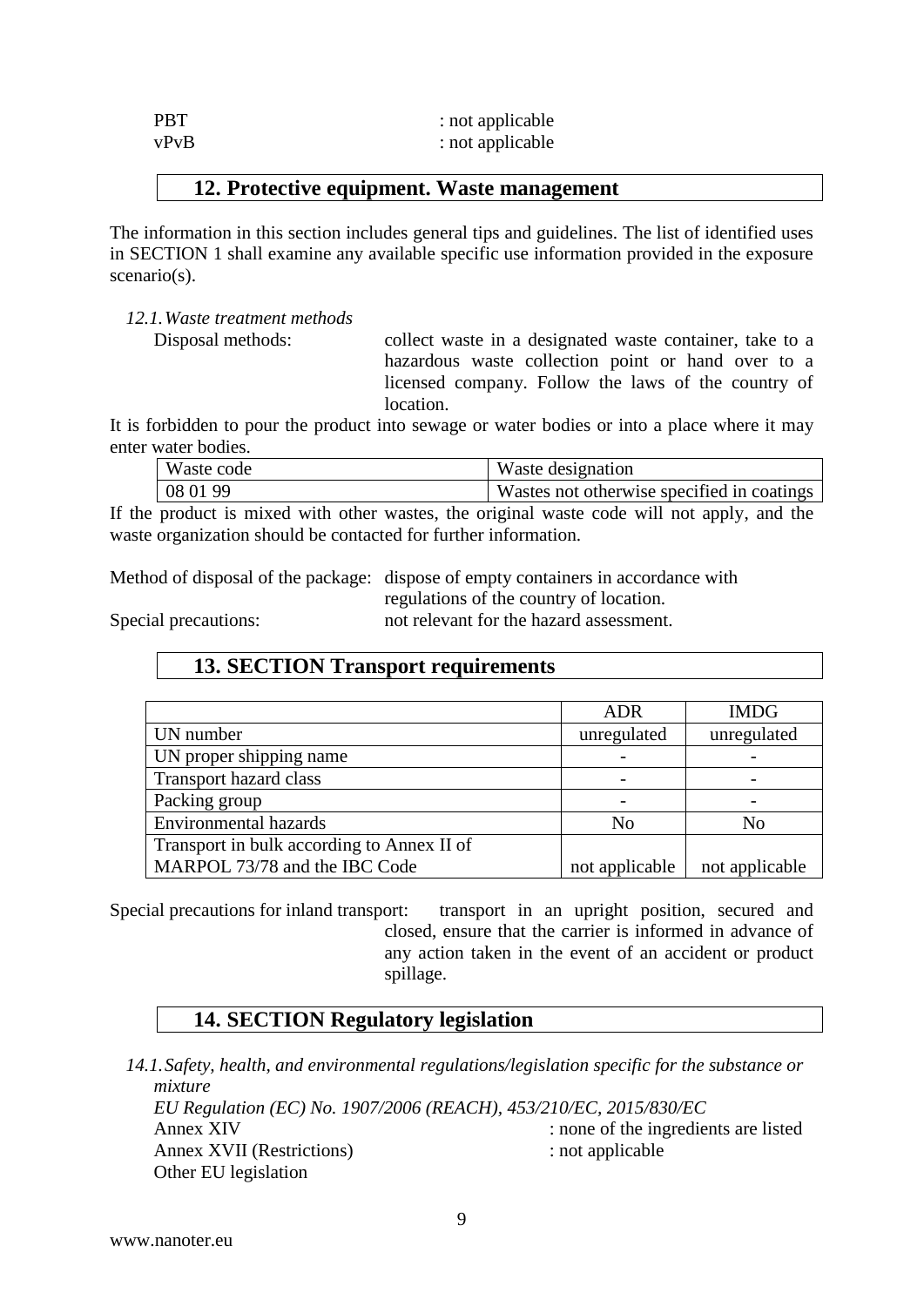PBT : not applicable
vPvB : not applicable

## 12. Protective equipment. Waste management

The information in this section includes general tips and guidelines. The list of identified uses in SECTION 1 shall examine any available specific use information provided in the exposure scenario(s).

*12.1. Waste treatment methods*

Disposal methods: collect waste in a designated waste container, take to a hazardous waste collection point or hand over to a licensed company. Follow the laws of the country of location.

It is forbidden to pour the product into sewage or water bodies or into a place where it may enter water bodies.

| Waste code | Waste designation |
|---|---|
| 08 01 99 | Wastes not otherwise specified in coatings |

If the product is mixed with other wastes, the original waste code will not apply, and the waste organization should be contacted for further information.

Method of disposal of the package: dispose of empty containers in accordance with regulations of the country of location.

Special precautions: not relevant for the hazard assessment.

## 13. SECTION Transport requirements

| | ADR | IMDG |
|---|---|---|
| UN number | unregulated | unregulated |
| UN proper shipping name | - | - |
| Transport hazard class | - | - |
| Packing group | - | - |
| Environmental hazards | No | No |
| Transport in bulk according to Annex II of MARPOL 73/78 and the IBC Code | not applicable | not applicable |

Special precautions for inland transport: transport in an upright position, secured and closed, ensure that the carrier is informed in advance of any action taken in the event of an accident or product spillage.

## 14. SECTION Regulatory legislation

*14.1. Safety, health, and environmental regulations/legislation specific for the substance or mixture*

*EU Regulation (EC) No. 1907/2006 (REACH), 453/210/EC, 2015/830/EC*

Annex XIV : none of the ingredients are listed
Annex XVII (Restrictions) : not applicable
Other EU legislation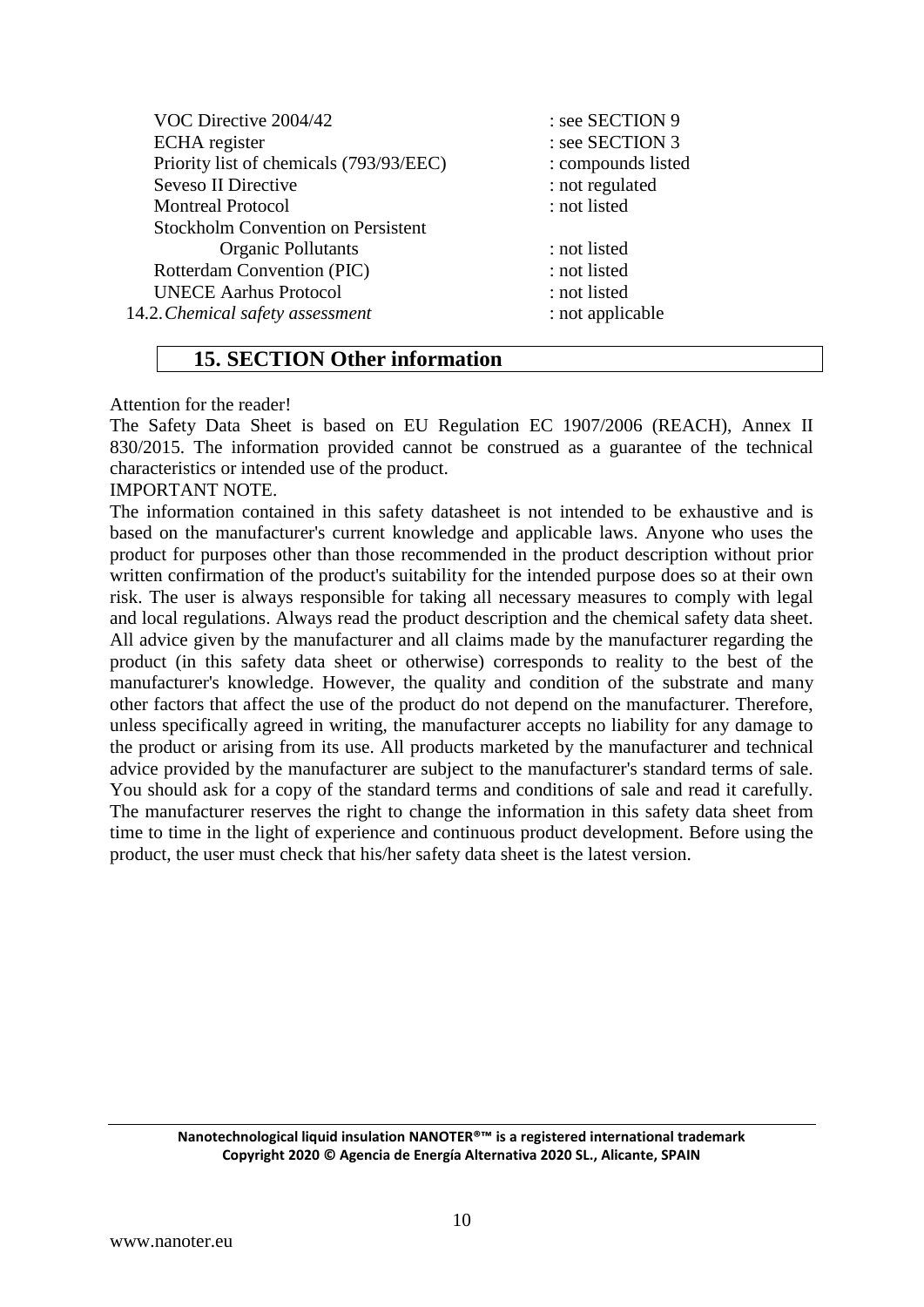| | |
|---|---|
| VOC Directive 2004/42 | : see SECTION 9 |
| ECHA register | : see SECTION 3 |
| Priority list of chemicals (793/93/EEC) | : compounds listed |
| Seveso II Directive | : not regulated |
| Montreal Protocol | : not listed |
| Stockholm Convention on Persistent Organic Pollutants | : not listed |
| Rotterdam Convention (PIC) | : not listed |
| UNECE Aarhus Protocol | : not listed |
| 14.2. *Chemical safety assessment* | : not applicable |

## 15. SECTION Other information

Attention for the reader!

The Safety Data Sheet is based on EU Regulation EC 1907/2006 (REACH), Annex II 830/2015. The information provided cannot be construed as a guarantee of the technical characteristics or intended use of the product.

IMPORTANT NOTE.

The information contained in this safety datasheet is not intended to be exhaustive and is based on the manufacturer's current knowledge and applicable laws. Anyone who uses the product for purposes other than those recommended in the product description without prior written confirmation of the product's suitability for the intended purpose does so at their own risk. The user is always responsible for taking all necessary measures to comply with legal and local regulations. Always read the product description and the chemical safety data sheet. All advice given by the manufacturer and all claims made by the manufacturer regarding the product (in this safety data sheet or otherwise) corresponds to reality to the best of the manufacturer's knowledge. However, the quality and condition of the substrate and many other factors that affect the use of the product do not depend on the manufacturer. Therefore, unless specifically agreed in writing, the manufacturer accepts no liability for any damage to the product or arising from its use. All products marketed by the manufacturer and technical advice provided by the manufacturer are subject to the manufacturer's standard terms of sale. You should ask for a copy of the standard terms and conditions of sale and read it carefully. The manufacturer reserves the right to change the information in this safety data sheet from time to time in the light of experience and continuous product development. Before using the product, the user must check that his/her safety data sheet is the latest version.